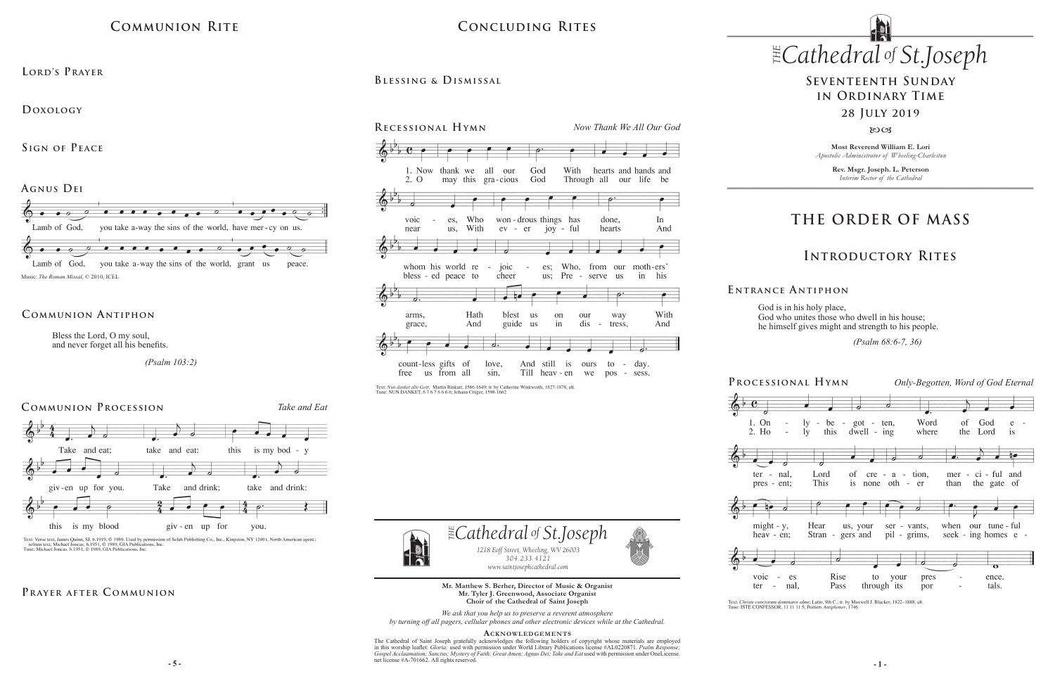## Communion Rite

### Lord's Prayer

### Doxology

### Sign of Peace

### Agnus Dei

Lamb of God, you take a-way the sins of the world, have mer-cy on us.

Lamb of God, you take a-way the sins of the world, grant us peace.

Music: *The Roman Missal*, © 2010, ICEL

### Communion Antiphon

Bless the Lord, O my soul,
and never forget all his benefits.

*(Psalm 103:2)*

### Communion Procession

*Take and Eat*

Take and eat; take and eat: this is my bod - y
giv-en up for you. Take and drink; take and drink:
this is my blood giv - en up for you.

Text: Verse text, James Quinn, SJ, b.1919, © 1989. Used by permission of Selah Publishing Co., Inc., Kingston, NY 12401, North American agent.; refrain text, Michael Joncas, b.1951, © 1989, GIA Publications, Inc.
Tune: Michael Joncas, b.1951, © 1989, GIA Publications, Inc.

### Prayer after Communion

## Concluding Rites

### Blessing & Dismissal

### Recessional Hymn

*Now Thank We All Our God*

1. Now thank we all our God With hearts and hands and voic - es, Who won-drous things has done, In whom his world re - joic - es; Who, from our moth-ers' arms, Hath blest us on our way With count-less gifts of love, And still is ours to - day.

2. O may this gra-cious God Through all our life be near us, With ev - er joy - ful hearts And bless - ed peace to cheer us; Pre - serve us in his grace, And guide us in dis - tress, And free us from all sin, Till heav - en we pos - sess.

Text: *Nun danket alle Gott*; Martin Rinkart, 1586-1649; tr. by Catherine Winkworth, 1827-1878, alt.
Tune: NUN DANKET, 6 7 6 7 6 6 6 6; Johann Crüger, 1598-1662

*The Cathedral of St. Joseph*
*1218 Eoff Street, Wheeling, WV 26003*
*304.233.4121*
*www.saintjosephcathedral.com*

**Mr. Matthew S. Berher, Director of Music & Organist**
**Mr. Tyler J. Greenwood, Associate Organist**
**Choir of the Cathedral of Saint Joseph**

*We ask that you help us to preserve a reverent atmosphere by turning off all pagers, cellular phones and other electronic devices while at the Cathedral.*

**Acknowledgements**

The Cathedral of Saint Joseph gratefully acknowledges the following holders of copyright whose materials are employed in this worship leaflet: *Gloria;* used with permission under World Library Publications license #AL0220871. *Psalm Response; Gospel Acclamation; Sanctus; Mystery of Faith; Great Amen; Agnus Dei; Take and Eat* used with permission under OneLicense.net license #A-701662. All rights reserved.

# The Cathedral of St. Joseph

## Seventeenth Sunday in Ordinary Time

## 28 July 2019

**Most Reverend William E. Lori**
*Apostolic Administrator of Wheeling-Charleston*

**Rev. Msgr. Joseph. L. Peterson**
*Interim Rector of the Cathedral*

# THE ORDER OF MASS

## Introductory Rites

### Entrance Antiphon

God is in his holy place,
God who unites those who dwell in his house;
he himself gives might and strength to his people.

*(Psalm 68:6-7, 36)*

### Processional Hymn

*Only-Begotten, Word of God Eternal*

1. On - ly - be - got - ten, Word of God e - ter - nal, Lord of cre - a - tion, mer - ci - ful and might - y, Hear us, your ser - vants, when our tune - ful voic - es Rise to your pres - ence.

2. Ho - ly this dwell - ing where the Lord is pres - ent; This is none oth - er than the gate of heav - en; Stran - gers and pil - grims, seek - ing homes e - ter - nal, Pass through its por - tals.

Text: *Christe cunctorum dominator alme*; Latin, 9th C.; tr. by Maxwell J. Blacker, 1822–1888, alt.
Tune: ISTE CONFESSOR, 11 11 11 5; Poitiers *Antiphoner*, 1746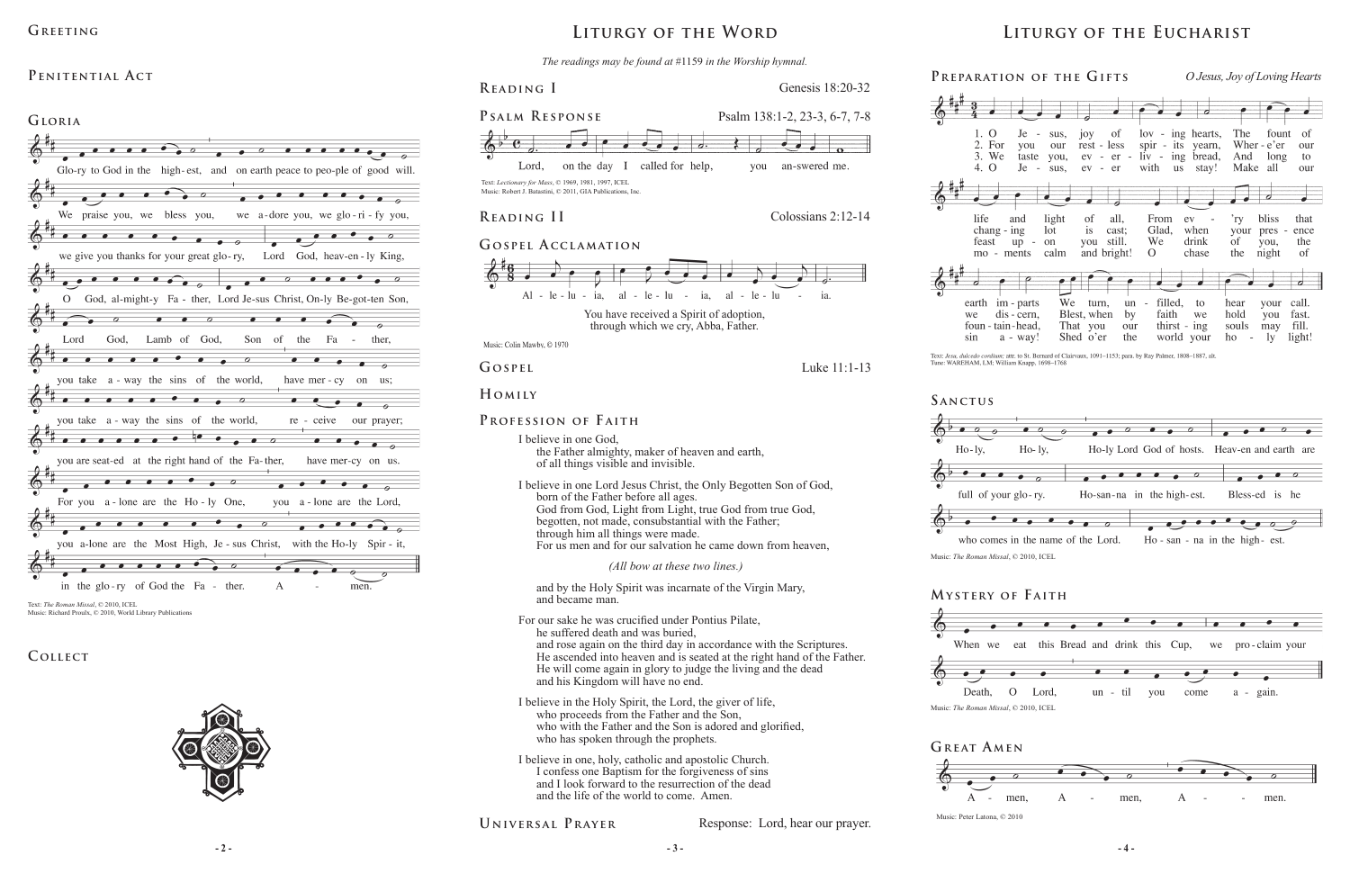## Greeting

## Penitential Act

## Gloria

Glo-ry to God in the high-est, and on earth peace to peo-ple of good will.

We praise you, we bless you, we a-dore you, we glo-ri-fy you,

we give you thanks for your great glo-ry, Lord God, heav-en-ly King,

O God, al-might-y Fa-ther, Lord Je-sus Christ, On-ly Be-got-ten Son,

Lord God, Lamb of God, Son of the Fa-ther,

you take a-way the sins of the world, have mer-cy on us;

you take a-way the sins of the world, re-ceive our prayer;

you are seat-ed at the right hand of the Fa-ther, have mer-cy on us.

For you a-lone are the Ho-ly One, you a-lone are the Lord,

you a-lone are the Most High, Je-sus Christ, with the Ho-ly Spir-it,

in the glo-ry of God the Fa-ther. A-men.

Text: *The Roman Missal*, © 2010, ICEL
Music: Richard Proulx, © 2010, World Library Publications

## Collect

# Liturgy of the Word

*The readings may be found at #1159 in the Worship hymnal.*

## Reading I

Genesis 18:20-32

## Psalm Response

Psalm 138:1-2, 23-3, 6-7, 7-8

Lord, on the day I called for help, you an-swered me.

Text: *Lectionary for Mass*, © 1969, 1981, 1997, ICEL
Music: Robert J. Batastini, © 2011, GIA Publications, Inc.

## Reading II

Colossians 2:12-14

## Gospel Acclamation

Al-le-lu-ia, al-le-lu-ia, al-le-lu-ia.

You have received a Spirit of adoption,
through which we cry, Abba, Father.

Music: Colin Mawby, © 1970

## Gospel

Luke 11:1-13

## Homily

## Profession of Faith

I believe in one God,
the Father almighty, maker of heaven and earth,
of all things visible and invisible.

I believe in one Lord Jesus Christ, the Only Begotten Son of God,
born of the Father before all ages.
God from God, Light from Light, true God from true God,
begotten, not made, consubstantial with the Father;
through him all things were made.
For us men and for our salvation he came down from heaven,

*(All bow at these two lines.)*

and by the Holy Spirit was incarnate of the Virgin Mary,
and became man.

For our sake he was crucified under Pontius Pilate,
he suffered death and was buried,
and rose again on the third day in accordance with the Scriptures.
He ascended into heaven and is seated at the right hand of the Father.
He will come again in glory to judge the living and the dead
and his Kingdom will have no end.

I believe in the Holy Spirit, the Lord, the giver of life,
who proceeds from the Father and the Son,
who with the Father and the Son is adored and glorified,
who has spoken through the prophets.

I believe in one, holy, catholic and apostolic Church.
I confess one Baptism for the forgiveness of sins
and I look forward to the resurrection of the dead
and the life of the world to come. Amen.

## Universal Prayer

Response: Lord, hear our prayer.

# Liturgy of the Eucharist

## Preparation of the Gifts

*O Jesus, Joy of Loving Hearts*

1. O Je-sus, joy of lov-ing hearts, The fount of life and light of all, From ev-'ry bliss that earth im-parts We turn, un-filled, to hear your call.
2. For you our rest-less spir-its yearn, Wher-e'er our chang-ing lot is cast; Glad, when your pres-ence we dis-cern, Blest, when by faith we hold you fast.
3. We taste you, ev-er-liv-ing bread, And long to feast up-on you still. We drink of you, the foun-tain-head, That you our thirst-ing souls may fill.
4. O Je-sus, ev-er with us stay! Make all our mo-ments calm and bright! O chase the night of sin a-way! Shed o'er the world your ho-ly light!

Text: *Jesu, dulcedo cordium*; attr. to St. Bernard of Clairvaux, 1091–1153; para. by Ray Palmer, 1808–1887, alt.
Tune: WAREHAM, LM; William Knapp, 1698–1768

## Sanctus

Ho-ly, Ho-ly, Ho-ly Lord God of hosts. Heav-en and earth are full of your glo-ry. Ho-san-na in the high-est. Bless-ed is he who comes in the name of the Lord. Ho-san-na in the high-est.

Music: *The Roman Missal*, © 2010, ICEL

## Mystery of Faith

When we eat this Bread and drink this Cup, we pro-claim your Death, O Lord, un-til you come a-gain.

Music: *The Roman Missal*, © 2010, ICEL

## Great Amen

A-men, A-men, A-men.

Music: Peter Latona, © 2010